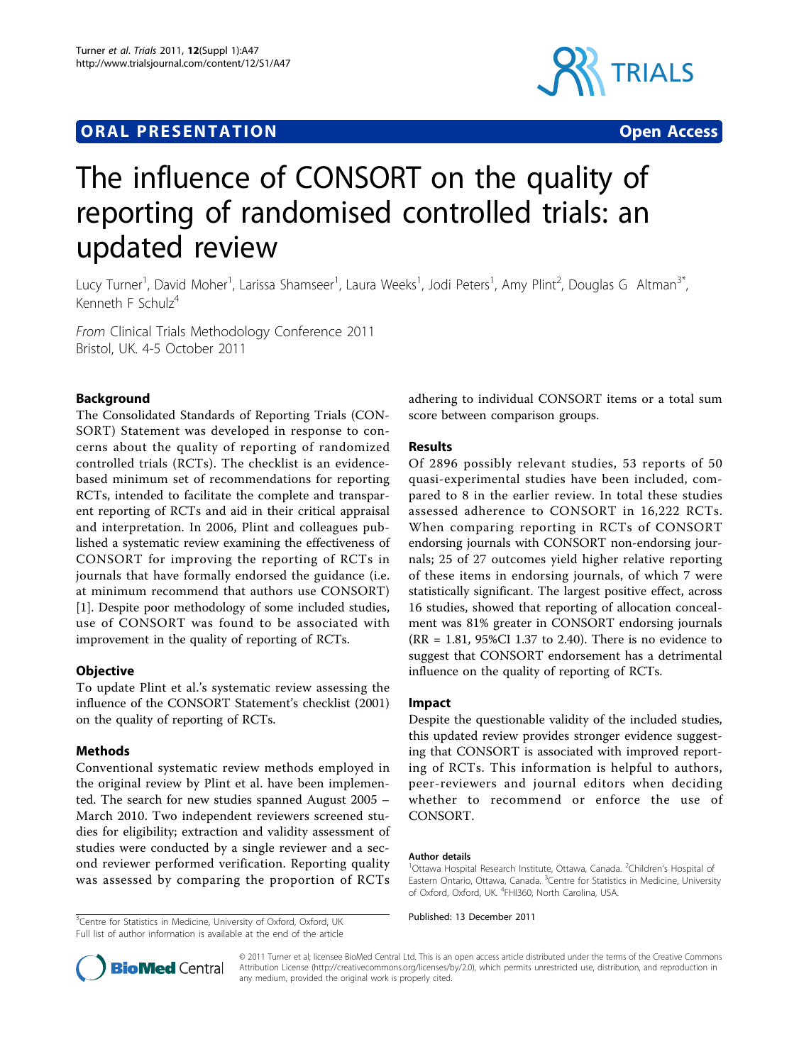ORAL PRESENTATION Open Access

# The influence of CONSORT on the quality of reporting of randomised controlled trials: an updated review

Lucy Turner[1], David Moher[1], Larissa Shamseer[1], Laura Weeks[1], Jodi Peters[1], Amy Plint[2], Douglas G Altman[3*], Kenneth F Schulz[4]

*From* Clinical Trials Methodology Conference 2011
Bristol, UK. 4-5 October 2011

## Background

The Consolidated Standards of Reporting Trials (CONSORT) Statement was developed in response to concerns about the quality of reporting of randomized controlled trials (RCTs). The checklist is an evidence-based minimum set of recommendations for reporting RCTs, intended to facilitate the complete and transparent reporting of RCTs and aid in their critical appraisal and interpretation. In 2006, Plint and colleagues published a systematic review examining the effectiveness of CONSORT for improving the reporting of RCTs in journals that have formally endorsed the guidance (i.e. at minimum recommend that authors use CONSORT) [1]. Despite poor methodology of some included studies, use of CONSORT was found to be associated with improvement in the quality of reporting of RCTs.

## Objective

To update Plint et al.'s systematic review assessing the influence of the CONSORT Statement's checklist (2001) on the quality of reporting of RCTs.

## Methods

Conventional systematic review methods employed in the original review by Plint et al. have been implemented. The search for new studies spanned August 2005 – March 2010. Two independent reviewers screened studies for eligibility; extraction and validity assessment of studies were conducted by a single reviewer and a second reviewer performed verification. Reporting quality was assessed by comparing the proportion of RCTs adhering to individual CONSORT items or a total sum score between comparison groups.

## Results

Of 2896 possibly relevant studies, 53 reports of 50 quasi-experimental studies have been included, compared to 8 in the earlier review. In total these studies assessed adherence to CONSORT in 16,222 RCTs. When comparing reporting in RCTs of CONSORT endorsing journals with CONSORT non-endorsing journals; 25 of 27 outcomes yield higher relative reporting of these items in endorsing journals, of which 7 were statistically significant. The largest positive effect, across 16 studies, showed that reporting of allocation concealment was 81% greater in CONSORT endorsing journals (RR = 1.81, 95%CI 1.37 to 2.40). There is no evidence to suggest that CONSORT endorsement has a detrimental influence on the quality of reporting of RCTs.

## Impact

Despite the questionable validity of the included studies, this updated review provides stronger evidence suggesting that CONSORT is associated with improved reporting of RCTs. This information is helpful to authors, peer-reviewers and journal editors when deciding whether to recommend or enforce the use of CONSORT.

#### Author details

[1]Ottawa Hospital Research Institute, Ottawa, Canada. [2]Children's Hospital of Eastern Ontario, Ottawa, Canada. [3]Centre for Statistics in Medicine, University of Oxford, Oxford, UK. [4]FHI360, North Carolina, USA.

Published: 13 December 2011

[3]Centre for Statistics in Medicine, University of Oxford, Oxford, UK
Full list of author information is available at the end of the article

© 2011 Turner et al; licensee BioMed Central Ltd. This is an open access article distributed under the terms of the Creative Commons Attribution License (http://creativecommons.org/licenses/by/2.0), which permits unrestricted use, distribution, and reproduction in any medium, provided the original work is properly cited.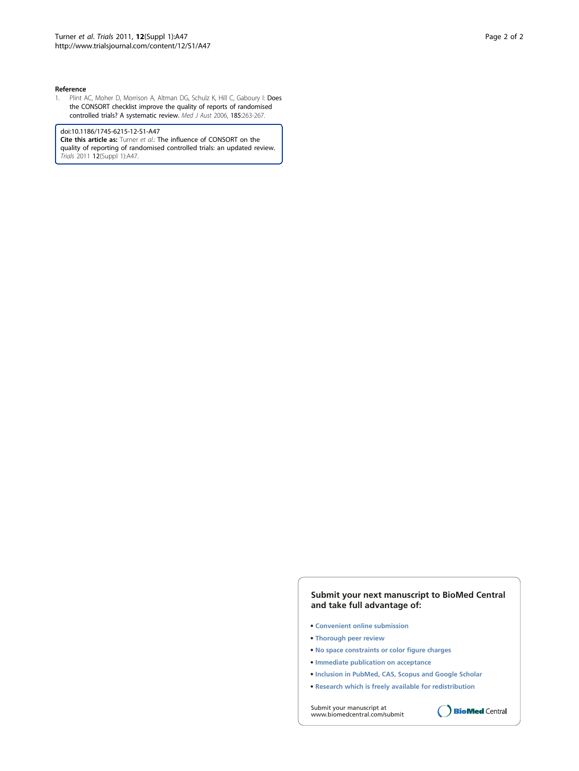### Reference

1. Plint AC, Moher D, Morrison A, Altman DG, Schulz K, Hill C, Gaboury I: **Does the CONSORT checklist improve the quality of reports of randomised controlled trials? A systematic review.** *Med J Aust* 2006, **185**:263-267.

doi:10.1186/1745-6215-12-S1-A47
**Cite this article as:** Turner *et al.*: The influence of CONSORT on the quality of reporting of randomised controlled trials: an updated review. *Trials* 2011 **12**(Suppl 1):A47.

**Submit your next manuscript to BioMed Central and take full advantage of:**

- **Convenient online submission**
- **Thorough peer review**
- **No space constraints or color figure charges**
- **Immediate publication on acceptance**
- **Inclusion in PubMed, CAS, Scopus and Google Scholar**
- **Research which is freely available for redistribution**

Submit your manuscript at
www.biomedcentral.com/submit

BioMed Central